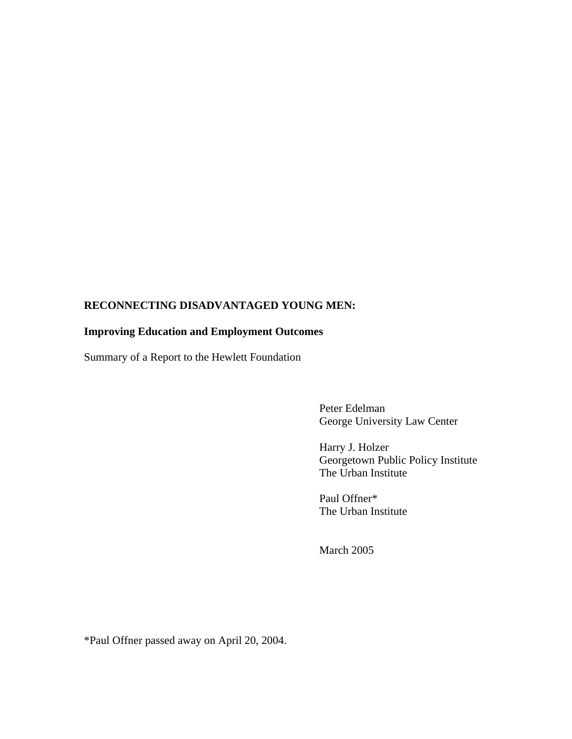# RECONNECTING DISADVANTAGED YOUNG MEN:

## Improving Education and Employment Outcomes

Summary of a Report to the Hewlett Foundation

Peter Edelman
George University Law Center

Harry J. Holzer
Georgetown Public Policy Institute
The Urban Institute

Paul Offner*
The Urban Institute

March 2005

*Paul Offner passed away on April 20, 2004.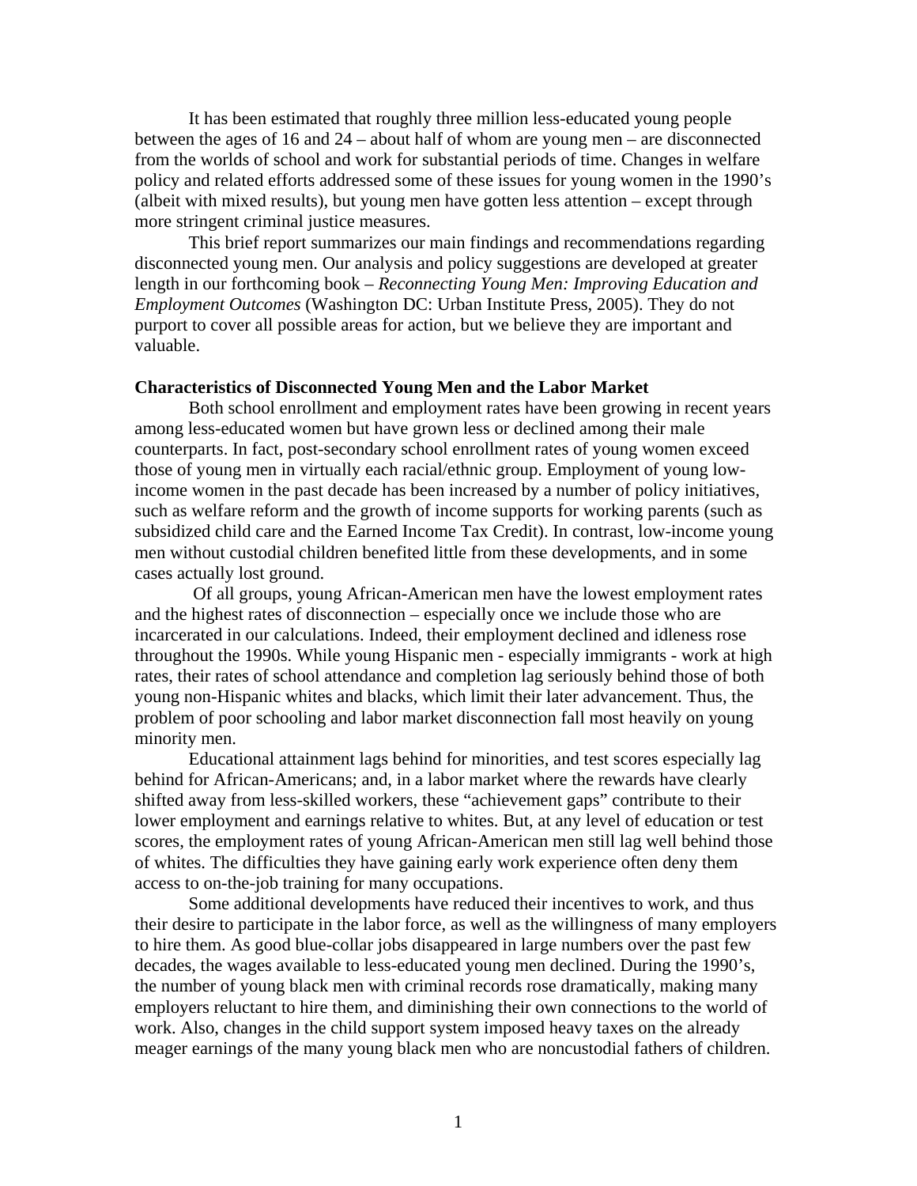It has been estimated that roughly three million less-educated young people between the ages of 16 and 24 – about half of whom are young men – are disconnected from the worlds of school and work for substantial periods of time. Changes in welfare policy and related efforts addressed some of these issues for young women in the 1990's (albeit with mixed results), but young men have gotten less attention – except through more stringent criminal justice measures.

This brief report summarizes our main findings and recommendations regarding disconnected young men. Our analysis and policy suggestions are developed at greater length in our forthcoming book – *Reconnecting Young Men: Improving Education and Employment Outcomes* (Washington DC: Urban Institute Press, 2005). They do not purport to cover all possible areas for action, but we believe they are important and valuable.

**Characteristics of Disconnected Young Men and the Labor Market**

Both school enrollment and employment rates have been growing in recent years among less-educated women but have grown less or declined among their male counterparts. In fact, post-secondary school enrollment rates of young women exceed those of young men in virtually each racial/ethnic group. Employment of young low-income women in the past decade has been increased by a number of policy initiatives, such as welfare reform and the growth of income supports for working parents (such as subsidized child care and the Earned Income Tax Credit). In contrast, low-income young men without custodial children benefited little from these developments, and in some cases actually lost ground.

Of all groups, young African-American men have the lowest employment rates and the highest rates of disconnection – especially once we include those who are incarcerated in our calculations. Indeed, their employment declined and idleness rose throughout the 1990s. While young Hispanic men - especially immigrants - work at high rates, their rates of school attendance and completion lag seriously behind those of both young non-Hispanic whites and blacks, which limit their later advancement. Thus, the problem of poor schooling and labor market disconnection fall most heavily on young minority men.

Educational attainment lags behind for minorities, and test scores especially lag behind for African-Americans; and, in a labor market where the rewards have clearly shifted away from less-skilled workers, these "achievement gaps" contribute to their lower employment and earnings relative to whites. But, at any level of education or test scores, the employment rates of young African-American men still lag well behind those of whites. The difficulties they have gaining early work experience often deny them access to on-the-job training for many occupations.

Some additional developments have reduced their incentives to work, and thus their desire to participate in the labor force, as well as the willingness of many employers to hire them. As good blue-collar jobs disappeared in large numbers over the past few decades, the wages available to less-educated young men declined. During the 1990's, the number of young black men with criminal records rose dramatically, making many employers reluctant to hire them, and diminishing their own connections to the world of work. Also, changes in the child support system imposed heavy taxes on the already meager earnings of the many young black men who are noncustodial fathers of children.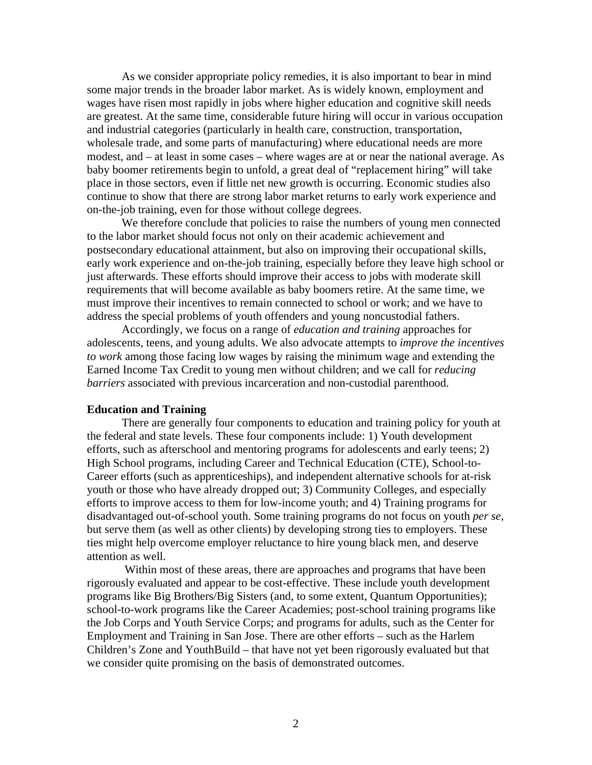As we consider appropriate policy remedies, it is also important to bear in mind some major trends in the broader labor market. As is widely known, employment and wages have risen most rapidly in jobs where higher education and cognitive skill needs are greatest. At the same time, considerable future hiring will occur in various occupation and industrial categories (particularly in health care, construction, transportation, wholesale trade, and some parts of manufacturing) where educational needs are more modest, and – at least in some cases – where wages are at or near the national average. As baby boomer retirements begin to unfold, a great deal of "replacement hiring" will take place in those sectors, even if little net new growth is occurring. Economic studies also continue to show that there are strong labor market returns to early work experience and on-the-job training, even for those without college degrees.

We therefore conclude that policies to raise the numbers of young men connected to the labor market should focus not only on their academic achievement and postsecondary educational attainment, but also on improving their occupational skills, early work experience and on-the-job training, especially before they leave high school or just afterwards. These efforts should improve their access to jobs with moderate skill requirements that will become available as baby boomers retire. At the same time, we must improve their incentives to remain connected to school or work; and we have to address the special problems of youth offenders and young noncustodial fathers.

Accordingly, we focus on a range of *education and training* approaches for adolescents, teens, and young adults. We also advocate attempts to *improve the incentives to work* among those facing low wages by raising the minimum wage and extending the Earned Income Tax Credit to young men without children; and we call for *reducing barriers* associated with previous incarceration and non-custodial parenthood.

**Education and Training**

There are generally four components to education and training policy for youth at the federal and state levels. These four components include: 1) Youth development efforts, such as afterschool and mentoring programs for adolescents and early teens; 2) High School programs, including Career and Technical Education (CTE), School-to-Career efforts (such as apprenticeships), and independent alternative schools for at-risk youth or those who have already dropped out; 3) Community Colleges, and especially efforts to improve access to them for low-income youth; and 4) Training programs for disadvantaged out-of-school youth. Some training programs do not focus on youth *per se*, but serve them (as well as other clients) by developing strong ties to employers. These ties might help overcome employer reluctance to hire young black men, and deserve attention as well.

Within most of these areas, there are approaches and programs that have been rigorously evaluated and appear to be cost-effective. These include youth development programs like Big Brothers/Big Sisters (and, to some extent, Quantum Opportunities); school-to-work programs like the Career Academies; post-school training programs like the Job Corps and Youth Service Corps; and programs for adults, such as the Center for Employment and Training in San Jose. There are other efforts – such as the Harlem Children's Zone and YouthBuild – that have not yet been rigorously evaluated but that we consider quite promising on the basis of demonstrated outcomes.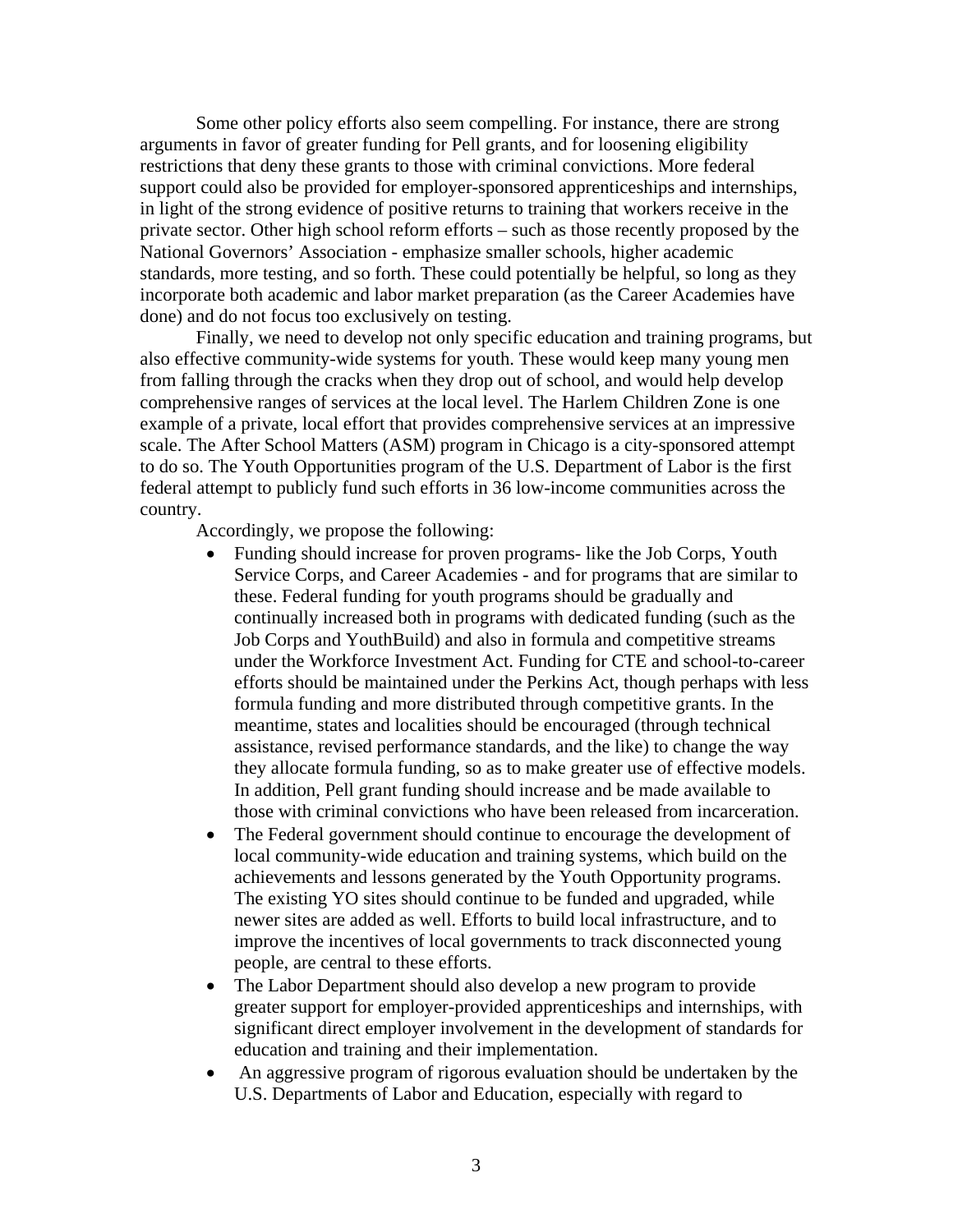Some other policy efforts also seem compelling. For instance, there are strong arguments in favor of greater funding for Pell grants, and for loosening eligibility restrictions that deny these grants to those with criminal convictions. More federal support could also be provided for employer-sponsored apprenticeships and internships, in light of the strong evidence of positive returns to training that workers receive in the private sector. Other high school reform efforts – such as those recently proposed by the National Governors' Association - emphasize smaller schools, higher academic standards, more testing, and so forth. These could potentially be helpful, so long as they incorporate both academic and labor market preparation (as the Career Academies have done) and do not focus too exclusively on testing.

Finally, we need to develop not only specific education and training programs, but also effective community-wide systems for youth. These would keep many young men from falling through the cracks when they drop out of school, and would help develop comprehensive ranges of services at the local level. The Harlem Children Zone is one example of a private, local effort that provides comprehensive services at an impressive scale. The After School Matters (ASM) program in Chicago is a city-sponsored attempt to do so. The Youth Opportunities program of the U.S. Department of Labor is the first federal attempt to publicly fund such efforts in 36 low-income communities across the country.

Accordingly, we propose the following:

- Funding should increase for proven programs- like the Job Corps, Youth Service Corps, and Career Academies - and for programs that are similar to these. Federal funding for youth programs should be gradually and continually increased both in programs with dedicated funding (such as the Job Corps and YouthBuild) and also in formula and competitive streams under the Workforce Investment Act. Funding for CTE and school-to-career efforts should be maintained under the Perkins Act, though perhaps with less formula funding and more distributed through competitive grants. In the meantime, states and localities should be encouraged (through technical assistance, revised performance standards, and the like) to change the way they allocate formula funding, so as to make greater use of effective models. In addition, Pell grant funding should increase and be made available to those with criminal convictions who have been released from incarceration.
- The Federal government should continue to encourage the development of local community-wide education and training systems, which build on the achievements and lessons generated by the Youth Opportunity programs. The existing YO sites should continue to be funded and upgraded, while newer sites are added as well. Efforts to build local infrastructure, and to improve the incentives of local governments to track disconnected young people, are central to these efforts.
- The Labor Department should also develop a new program to provide greater support for employer-provided apprenticeships and internships, with significant direct employer involvement in the development of standards for education and training and their implementation.
- An aggressive program of rigorous evaluation should be undertaken by the U.S. Departments of Labor and Education, especially with regard to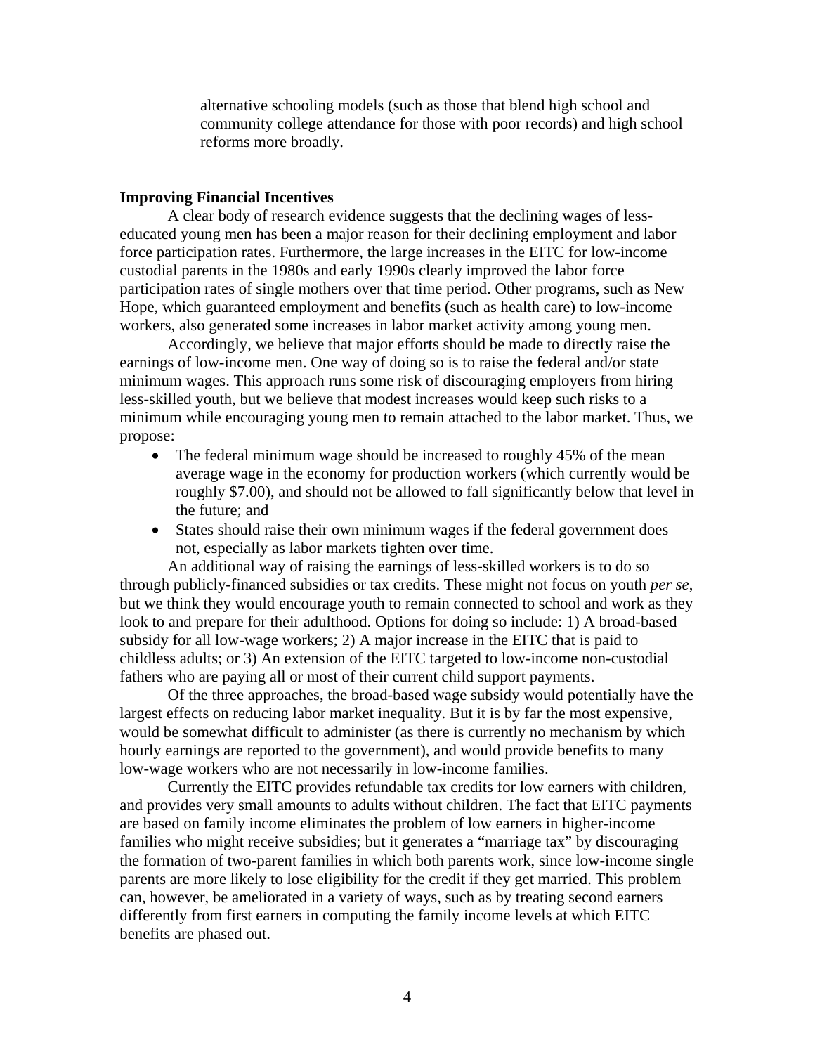alternative schooling models (such as those that blend high school and community college attendance for those with poor records) and high school reforms more broadly.

**Improving Financial Incentives**

A clear body of research evidence suggests that the declining wages of less-educated young men has been a major reason for their declining employment and labor force participation rates. Furthermore, the large increases in the EITC for low-income custodial parents in the 1980s and early 1990s clearly improved the labor force participation rates of single mothers over that time period. Other programs, such as New Hope, which guaranteed employment and benefits (such as health care) to low-income workers, also generated some increases in labor market activity among young men.

Accordingly, we believe that major efforts should be made to directly raise the earnings of low-income men. One way of doing so is to raise the federal and/or state minimum wages. This approach runs some risk of discouraging employers from hiring less-skilled youth, but we believe that modest increases would keep such risks to a minimum while encouraging young men to remain attached to the labor market. Thus, we propose:

- The federal minimum wage should be increased to roughly 45% of the mean average wage in the economy for production workers (which currently would be roughly $7.00), and should not be allowed to fall significantly below that level in the future; and
- States should raise their own minimum wages if the federal government does not, especially as labor markets tighten over time.

An additional way of raising the earnings of less-skilled workers is to do so through publicly-financed subsidies or tax credits. These might not focus on youth *per se*, but we think they would encourage youth to remain connected to school and work as they look to and prepare for their adulthood. Options for doing so include: 1) A broad-based subsidy for all low-wage workers; 2) A major increase in the EITC that is paid to childless adults; or 3) An extension of the EITC targeted to low-income non-custodial fathers who are paying all or most of their current child support payments.

Of the three approaches, the broad-based wage subsidy would potentially have the largest effects on reducing labor market inequality. But it is by far the most expensive, would be somewhat difficult to administer (as there is currently no mechanism by which hourly earnings are reported to the government), and would provide benefits to many low-wage workers who are not necessarily in low-income families.

Currently the EITC provides refundable tax credits for low earners with children, and provides very small amounts to adults without children. The fact that EITC payments are based on family income eliminates the problem of low earners in higher-income families who might receive subsidies; but it generates a "marriage tax" by discouraging the formation of two-parent families in which both parents work, since low-income single parents are more likely to lose eligibility for the credit if they get married. This problem can, however, be ameliorated in a variety of ways, such as by treating second earners differently from first earners in computing the family income levels at which EITC benefits are phased out.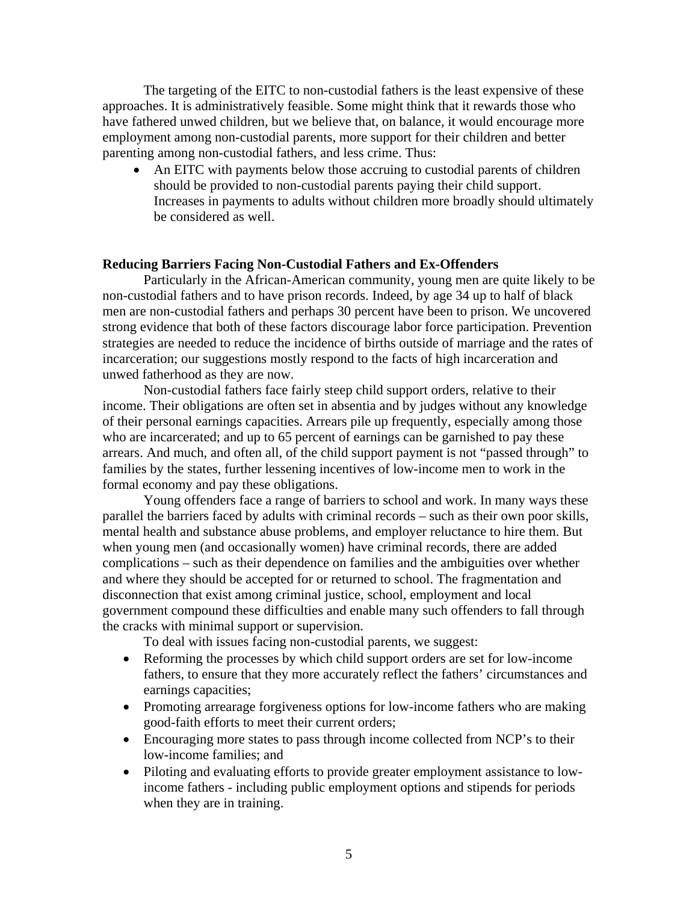The targeting of the EITC to non-custodial fathers is the least expensive of these approaches. It is administratively feasible. Some might think that it rewards those who have fathered unwed children, but we believe that, on balance, it would encourage more employment among non-custodial parents, more support for their children and better parenting among non-custodial fathers, and less crime. Thus:

- An EITC with payments below those accruing to custodial parents of children should be provided to non-custodial parents paying their child support. Increases in payments to adults without children more broadly should ultimately be considered as well.

**Reducing Barriers Facing Non-Custodial Fathers and Ex-Offenders**

Particularly in the African-American community, young men are quite likely to be non-custodial fathers and to have prison records. Indeed, by age 34 up to half of black men are non-custodial fathers and perhaps 30 percent have been to prison. We uncovered strong evidence that both of these factors discourage labor force participation. Prevention strategies are needed to reduce the incidence of births outside of marriage and the rates of incarceration; our suggestions mostly respond to the facts of high incarceration and unwed fatherhood as they are now.

Non-custodial fathers face fairly steep child support orders, relative to their income. Their obligations are often set in absentia and by judges without any knowledge of their personal earnings capacities. Arrears pile up frequently, especially among those who are incarcerated; and up to 65 percent of earnings can be garnished to pay these arrears. And much, and often all, of the child support payment is not "passed through" to families by the states, further lessening incentives of low-income men to work in the formal economy and pay these obligations.

Young offenders face a range of barriers to school and work. In many ways these parallel the barriers faced by adults with criminal records – such as their own poor skills, mental health and substance abuse problems, and employer reluctance to hire them. But when young men (and occasionally women) have criminal records, there are added complications – such as their dependence on families and the ambiguities over whether and where they should be accepted for or returned to school. The fragmentation and disconnection that exist among criminal justice, school, employment and local government compound these difficulties and enable many such offenders to fall through the cracks with minimal support or supervision.

To deal with issues facing non-custodial parents, we suggest:

- Reforming the processes by which child support orders are set for low-income fathers, to ensure that they more accurately reflect the fathers' circumstances and earnings capacities;
- Promoting arrearage forgiveness options for low-income fathers who are making good-faith efforts to meet their current orders;
- Encouraging more states to pass through income collected from NCP's to their low-income families; and
- Piloting and evaluating efforts to provide greater employment assistance to low-income fathers - including public employment options and stipends for periods when they are in training.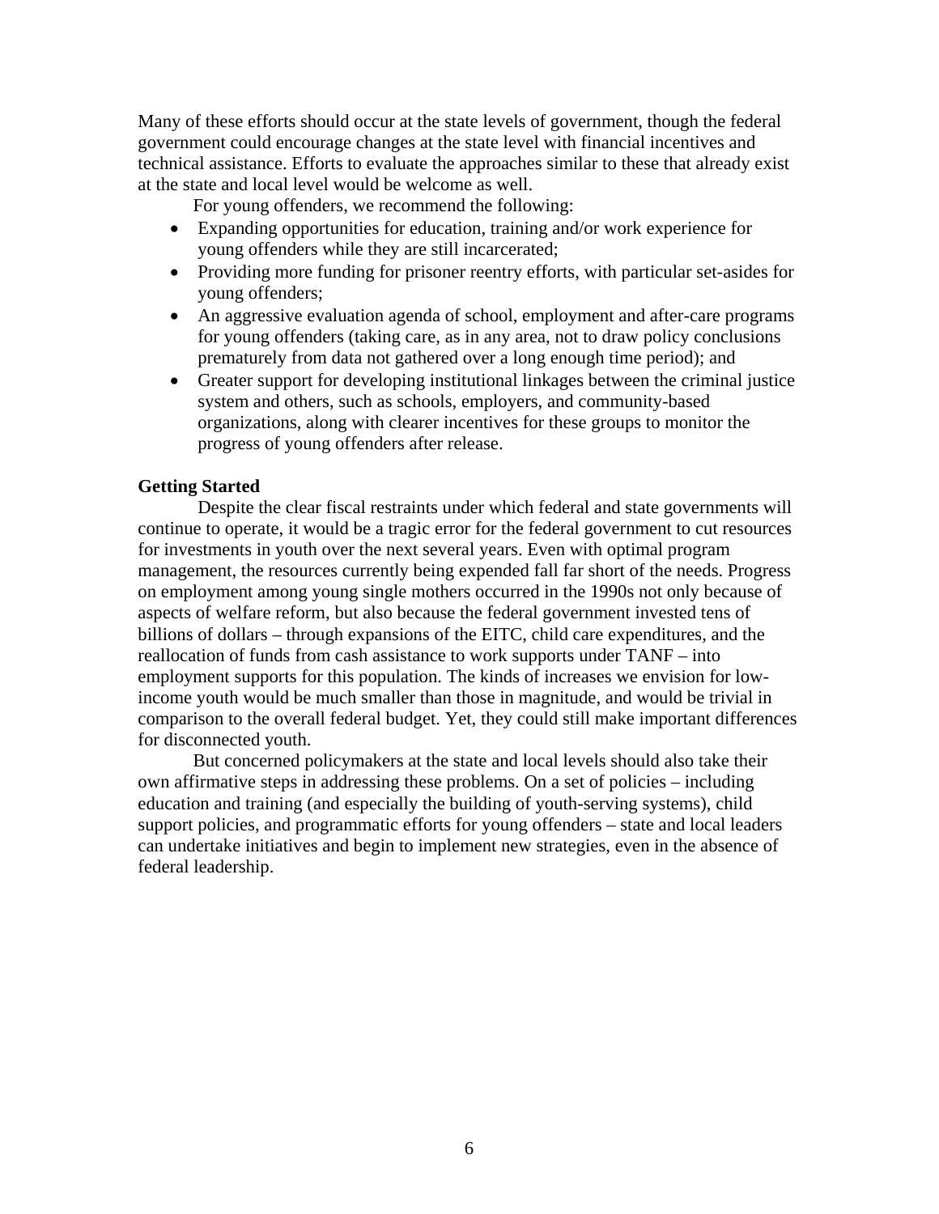Many of these efforts should occur at the state levels of government, though the federal government could encourage changes at the state level with financial incentives and technical assistance. Efforts to evaluate the approaches similar to these that already exist at the state and local level would be welcome as well.

For young offenders, we recommend the following:

- Expanding opportunities for education, training and/or work experience for young offenders while they are still incarcerated;
- Providing more funding for prisoner reentry efforts, with particular set-asides for young offenders;
- An aggressive evaluation agenda of school, employment and after-care programs for young offenders (taking care, as in any area, not to draw policy conclusions prematurely from data not gathered over a long enough time period); and
- Greater support for developing institutional linkages between the criminal justice system and others, such as schools, employers, and community-based organizations, along with clearer incentives for these groups to monitor the progress of young offenders after release.

**Getting Started**

Despite the clear fiscal restraints under which federal and state governments will continue to operate, it would be a tragic error for the federal government to cut resources for investments in youth over the next several years. Even with optimal program management, the resources currently being expended fall far short of the needs. Progress on employment among young single mothers occurred in the 1990s not only because of aspects of welfare reform, but also because the federal government invested tens of billions of dollars – through expansions of the EITC, child care expenditures, and the reallocation of funds from cash assistance to work supports under TANF – into employment supports for this population. The kinds of increases we envision for low-income youth would be much smaller than those in magnitude, and would be trivial in comparison to the overall federal budget. Yet, they could still make important differences for disconnected youth.

But concerned policymakers at the state and local levels should also take their own affirmative steps in addressing these problems. On a set of policies – including education and training (and especially the building of youth-serving systems), child support policies, and programmatic efforts for young offenders – state and local leaders can undertake initiatives and begin to implement new strategies, even in the absence of federal leadership.